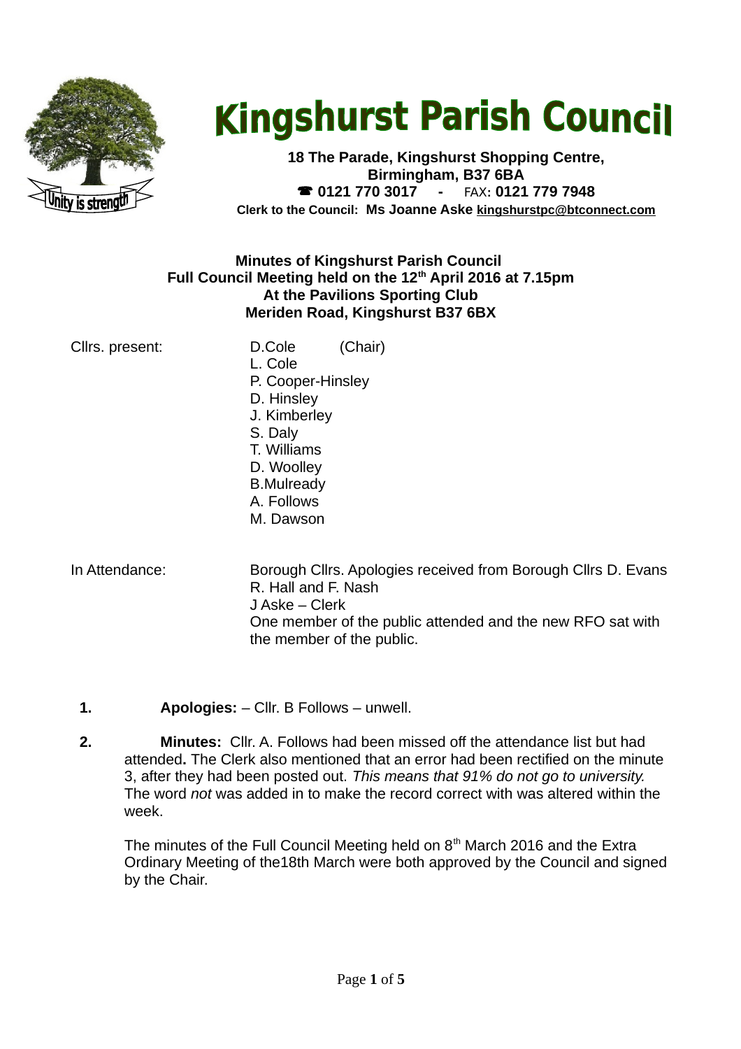# Kingshurst Parish Council

**18 The Parade, Kingshurst Shopping Centre,**
**Birmingham, B37 6BA**
**☎ 0121 770 3017 - FAX: 0121 779 7948**
**Clerk to the Council: Ms Joanne Aske kingshurstpc@btconnect.com**

**Minutes of Kingshurst Parish Council**
**Full Council Meeting held on the 12th April 2016 at 7.15pm**
**At the Pavilions Sporting Club**
**Meriden Road, Kingshurst B37 6BX**

Cllrs. present: D.Cole (Chair)
L. Cole
P. Cooper-Hinsley
D. Hinsley
J. Kimberley
S. Daly
T. Williams
D. Woolley
B.Mulready
A. Follows
M. Dawson

In Attendance: Borough Cllrs. Apologies received from Borough Cllrs D. Evans R. Hall and F. Nash
J Aske – Clerk
One member of the public attended and the new RFO sat with the member of the public.

1. **Apologies:** – Cllr. B Follows – unwell.

2. **Minutes:** Cllr. A. Follows had been missed off the attendance list but had attended**.** The Clerk also mentioned that an error had been rectified on the minute 3, after they had been posted out. *This means that 91% do not go to university.* The word *not* was added in to make the record correct with was altered within the week.

   The minutes of the Full Council Meeting held on 8th March 2016 and the Extra Ordinary Meeting of the18th March were both approved by the Council and signed by the Chair.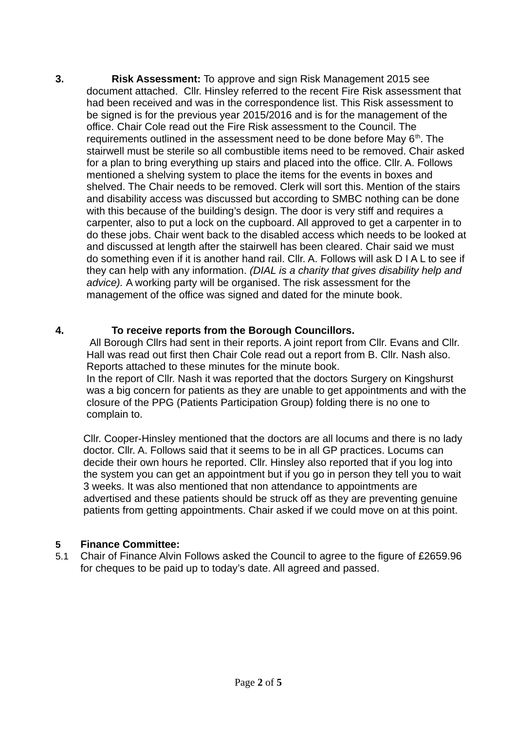**3. Risk Assessment:** To approve and sign Risk Management 2015 see document attached. Cllr. Hinsley referred to the recent Fire Risk assessment that had been received and was in the correspondence list. This Risk assessment to be signed is for the previous year 2015/2016 and is for the management of the office. Chair Cole read out the Fire Risk assessment to the Council. The requirements outlined in the assessment need to be done before May 6th. The stairwell must be sterile so all combustible items need to be removed. Chair asked for a plan to bring everything up stairs and placed into the office. Cllr. A. Follows mentioned a shelving system to place the items for the events in boxes and shelved. The Chair needs to be removed. Clerk will sort this. Mention of the stairs and disability access was discussed but according to SMBC nothing can be done with this because of the building's design. The door is very stiff and requires a carpenter, also to put a lock on the cupboard. All approved to get a carpenter in to do these jobs. Chair went back to the disabled access which needs to be looked at and discussed at length after the stairwell has been cleared. Chair said we must do something even if it is another hand rail. Cllr. A. Follows will ask D I A L to see if they can help with any information. *(DIAL is a charity that gives disability help and advice).* A working party will be organised. The risk assessment for the management of the office was signed and dated for the minute book.

**4. To receive reports from the Borough Councillors.**

All Borough Cllrs had sent in their reports. A joint report from Cllr. Evans and Cllr. Hall was read out first then Chair Cole read out a report from B. Cllr. Nash also. Reports attached to these minutes for the minute book.

In the report of Cllr. Nash it was reported that the doctors Surgery on Kingshurst was a big concern for patients as they are unable to get appointments and with the closure of the PPG (Patients Participation Group) folding there is no one to complain to.

Cllr. Cooper-Hinsley mentioned that the doctors are all locums and there is no lady doctor. Cllr. A. Follows said that it seems to be in all GP practices. Locums can decide their own hours he reported. Cllr. Hinsley also reported that if you log into the system you can get an appointment but if you go in person they tell you to wait 3 weeks. It was also mentioned that non attendance to appointments are advertised and these patients should be struck off as they are preventing genuine patients from getting appointments. Chair asked if we could move on at this point.

**5 Finance Committee:**

5.1 Chair of Finance Alvin Follows asked the Council to agree to the figure of £2659.96 for cheques to be paid up to today's date. All agreed and passed.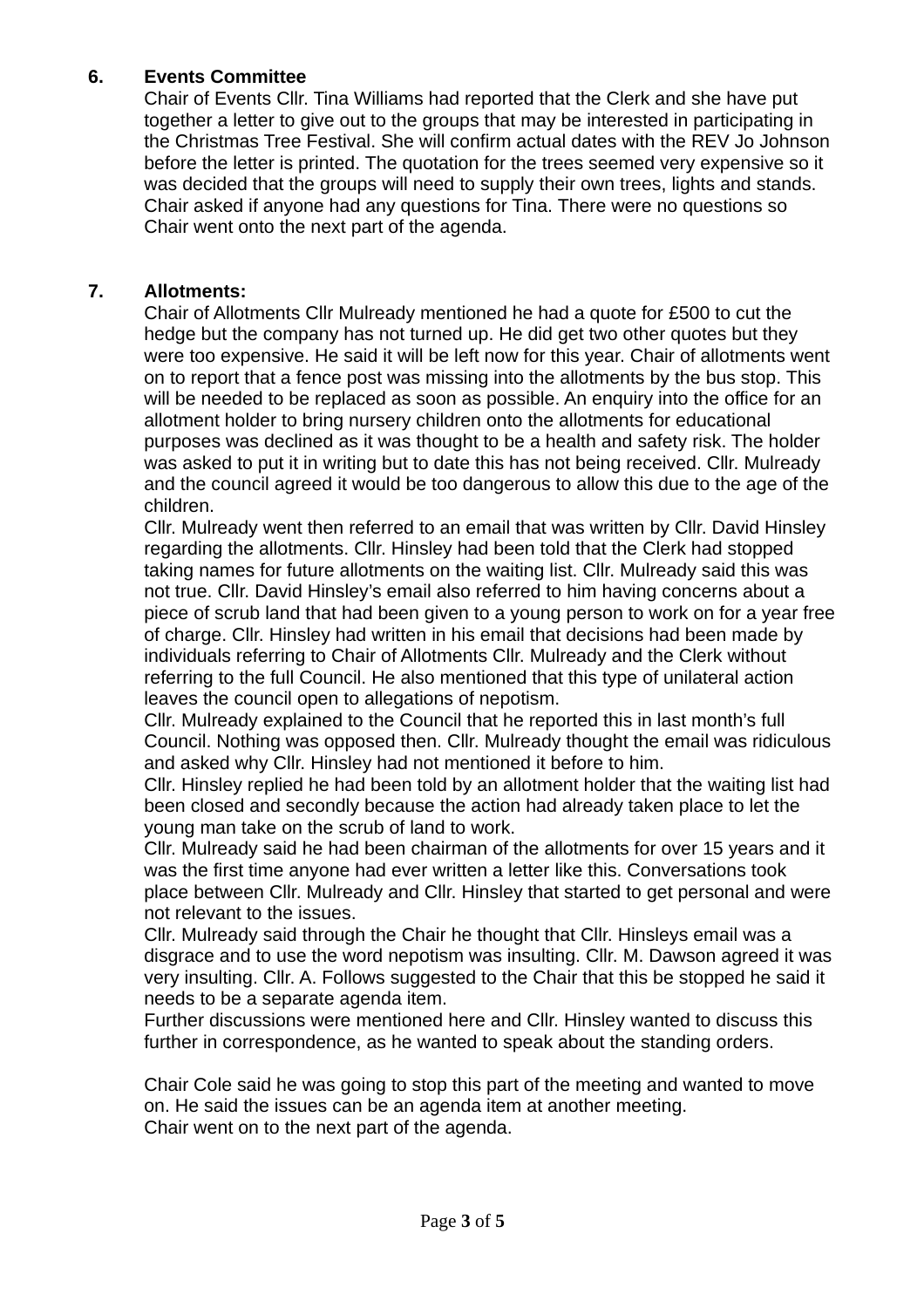## 6. Events Committee

Chair of Events Cllr. Tina Williams had reported that the Clerk and she have put together a letter to give out to the groups that may be interested in participating in the Christmas Tree Festival. She will confirm actual dates with the REV Jo Johnson before the letter is printed. The quotation for the trees seemed very expensive so it was decided that the groups will need to supply their own trees, lights and stands. Chair asked if anyone had any questions for Tina. There were no questions so Chair went onto the next part of the agenda.

## 7. Allotments:

Chair of Allotments Cllr Mulready mentioned he had a quote for £500 to cut the hedge but the company has not turned up. He did get two other quotes but they were too expensive. He said it will be left now for this year. Chair of allotments went on to report that a fence post was missing into the allotments by the bus stop. This will be needed to be replaced as soon as possible. An enquiry into the office for an allotment holder to bring nursery children onto the allotments for educational purposes was declined as it was thought to be a health and safety risk. The holder was asked to put it in writing but to date this has not being received. Cllr. Mulready and the council agreed it would be too dangerous to allow this due to the age of the children.

Cllr. Mulready went then referred to an email that was written by Cllr. David Hinsley regarding the allotments. Cllr. Hinsley had been told that the Clerk had stopped taking names for future allotments on the waiting list. Cllr. Mulready said this was not true. Cllr. David Hinsley's email also referred to him having concerns about a piece of scrub land that had been given to a young person to work on for a year free of charge. Cllr. Hinsley had written in his email that decisions had been made by individuals referring to Chair of Allotments Cllr. Mulready and the Clerk without referring to the full Council. He also mentioned that this type of unilateral action leaves the council open to allegations of nepotism.

Cllr. Mulready explained to the Council that he reported this in last month's full Council. Nothing was opposed then. Cllr. Mulready thought the email was ridiculous and asked why Cllr. Hinsley had not mentioned it before to him.

Cllr. Hinsley replied he had been told by an allotment holder that the waiting list had been closed and secondly because the action had already taken place to let the young man take on the scrub of land to work.

Cllr. Mulready said he had been chairman of the allotments for over 15 years and it was the first time anyone had ever written a letter like this. Conversations took place between Cllr. Mulready and Cllr. Hinsley that started to get personal and were not relevant to the issues.

Cllr. Mulready said through the Chair he thought that Cllr. Hinsleys email was a disgrace and to use the word nepotism was insulting. Cllr. M. Dawson agreed it was very insulting. Cllr. A. Follows suggested to the Chair that this be stopped he said it needs to be a separate agenda item.

Further discussions were mentioned here and Cllr. Hinsley wanted to discuss this further in correspondence, as he wanted to speak about the standing orders.

Chair Cole said he was going to stop this part of the meeting and wanted to move on. He said the issues can be an agenda item at another meeting.
Chair went on to the next part of the agenda.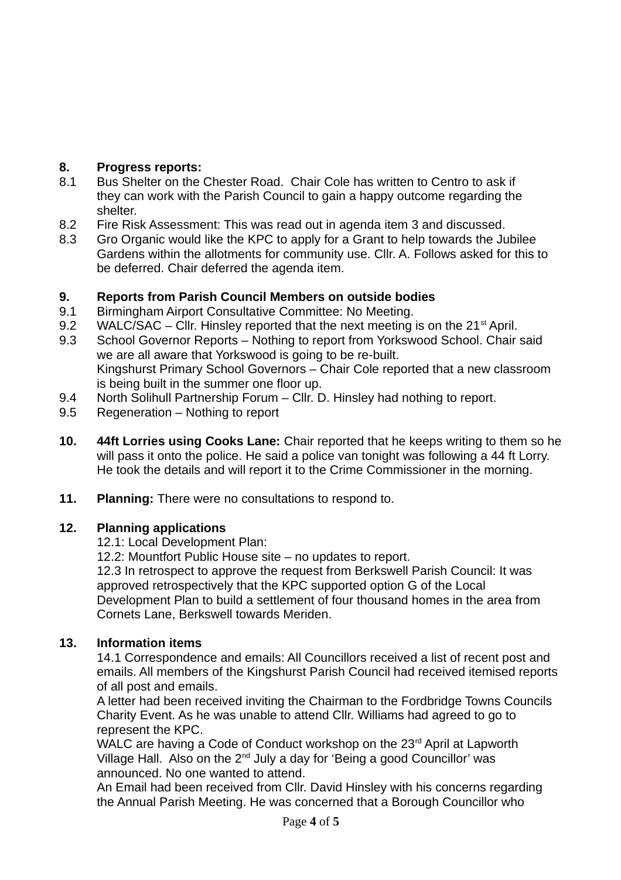**8. Progress reports:**

8.1 Bus Shelter on the Chester Road. Chair Cole has written to Centro to ask if they can work with the Parish Council to gain a happy outcome regarding the shelter.

8.2 Fire Risk Assessment: This was read out in agenda item 3 and discussed.

8.3 Gro Organic would like the KPC to apply for a Grant to help towards the Jubilee Gardens within the allotments for community use. Cllr. A. Follows asked for this to be deferred. Chair deferred the agenda item.

**9. Reports from Parish Council Members on outside bodies**

9.1 Birmingham Airport Consultative Committee: No Meeting.

9.2 WALC/SAC – Cllr. Hinsley reported that the next meeting is on the 21st April.

9.3 School Governor Reports – Nothing to report from Yorkswood School. Chair said we are all aware that Yorkswood is going to be re-built.
Kingshurst Primary School Governors – Chair Cole reported that a new classroom is being built in the summer one floor up.

9.4 North Solihull Partnership Forum – Cllr. D. Hinsley had nothing to report.

9.5 Regeneration – Nothing to report

**10. 44ft Lorries using Cooks Lane:** Chair reported that he keeps writing to them so he will pass it onto the police. He said a police van tonight was following a 44 ft Lorry. He took the details and will report it to the Crime Commissioner in the morning.

**11. Planning:** There were no consultations to respond to.

**12. Planning applications**

12.1: Local Development Plan:
12.2: Mountfort Public House site – no updates to report.
12.3 In retrospect to approve the request from Berkswell Parish Council: It was approved retrospectively that the KPC supported option G of the Local Development Plan to build a settlement of four thousand homes in the area from Cornets Lane, Berkswell towards Meriden.

**13. Information items**

14.1 Correspondence and emails: All Councillors received a list of recent post and emails. All members of the Kingshurst Parish Council had received itemised reports of all post and emails.
A letter had been received inviting the Chairman to the Fordbridge Towns Councils Charity Event. As he was unable to attend Cllr. Williams had agreed to go to represent the KPC.
WALC are having a Code of Conduct workshop on the 23rd April at Lapworth Village Hall. Also on the 2nd July a day for 'Being a good Councillor' was announced. No one wanted to attend.
An Email had been received from Cllr. David Hinsley with his concerns regarding the Annual Parish Meeting. He was concerned that a Borough Councillor who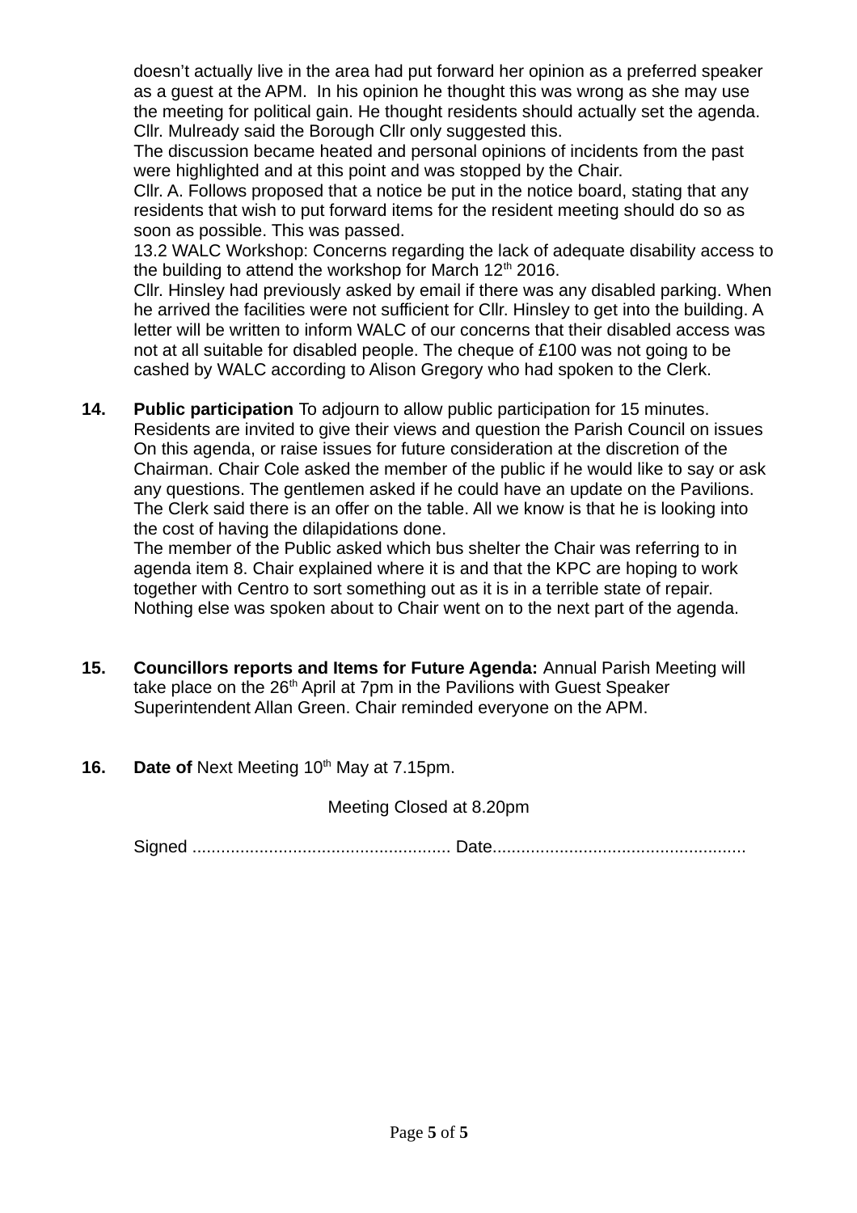doesn't actually live in the area had put forward her opinion as a preferred speaker as a guest at the APM. In his opinion he thought this was wrong as she may use the meeting for political gain. He thought residents should actually set the agenda. Cllr. Mulready said the Borough Cllr only suggested this.

The discussion became heated and personal opinions of incidents from the past were highlighted and at this point and was stopped by the Chair.

Cllr. A. Follows proposed that a notice be put in the notice board, stating that any residents that wish to put forward items for the resident meeting should do so as soon as possible. This was passed.

13.2 WALC Workshop: Concerns regarding the lack of adequate disability access to the building to attend the workshop for March 12th 2016.

Cllr. Hinsley had previously asked by email if there was any disabled parking. When he arrived the facilities were not sufficient for Cllr. Hinsley to get into the building. A letter will be written to inform WALC of our concerns that their disabled access was not at all suitable for disabled people. The cheque of £100 was not going to be cashed by WALC according to Alison Gregory who had spoken to the Clerk.

**14.** **Public participation** To adjourn to allow public participation for 15 minutes. Residents are invited to give their views and question the Parish Council on issues On this agenda, or raise issues for future consideration at the discretion of the Chairman. Chair Cole asked the member of the public if he would like to say or ask any questions. The gentlemen asked if he could have an update on the Pavilions. The Clerk said there is an offer on the table. All we know is that he is looking into the cost of having the dilapidations done.

The member of the Public asked which bus shelter the Chair was referring to in agenda item 8. Chair explained where it is and that the KPC are hoping to work together with Centro to sort something out as it is in a terrible state of repair. Nothing else was spoken about to Chair went on to the next part of the agenda.

**15.** **Councillors reports and Items for Future Agenda:** Annual Parish Meeting will take place on the 26th April at 7pm in the Pavilions with Guest Speaker Superintendent Allan Green. Chair reminded everyone on the APM.

**16.** **Date of** Next Meeting 10th May at 7.15pm.

Meeting Closed at 8.20pm

Signed ..................................................... Date....................................................